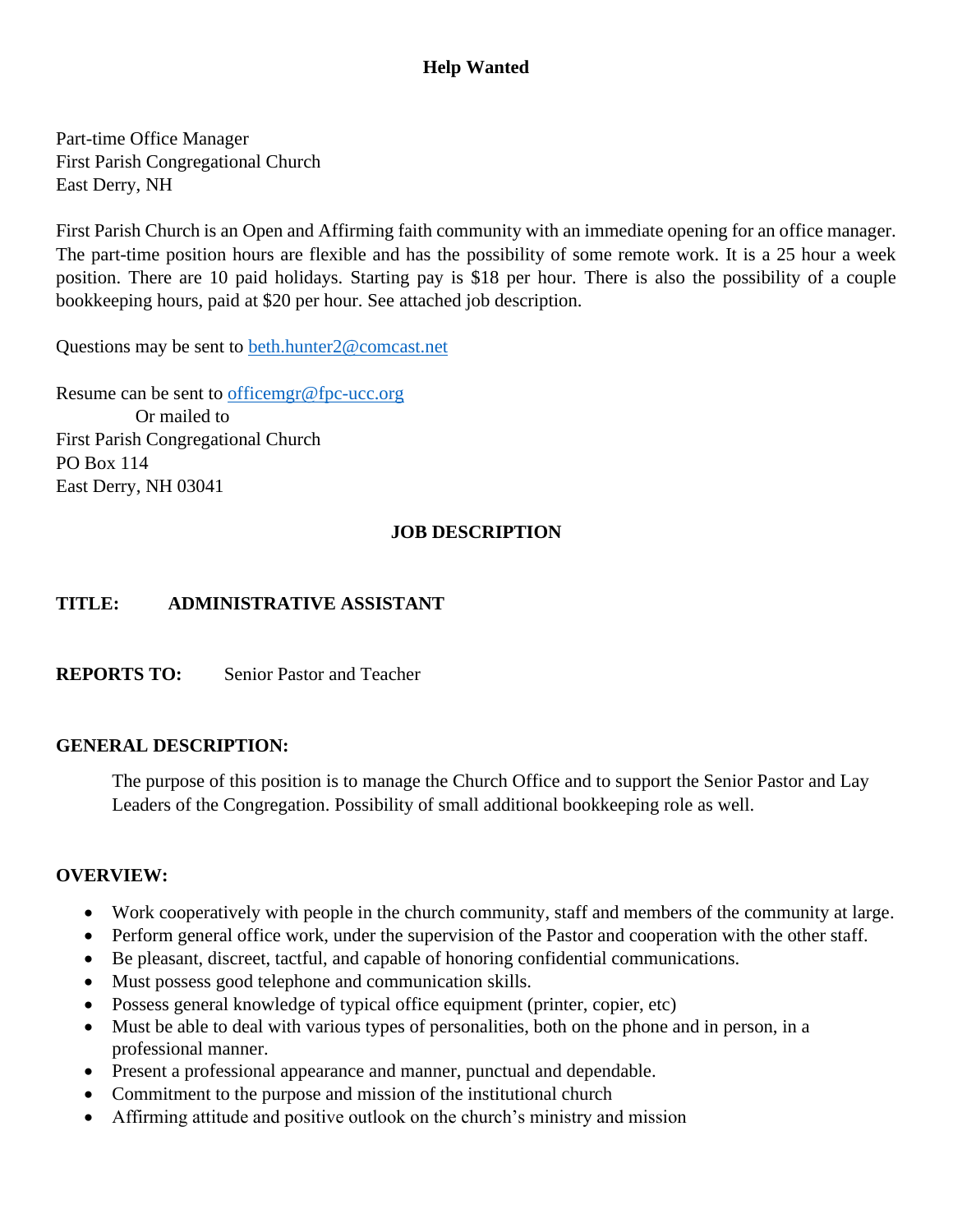# Help Wanted

Part-time Office Manager
First Parish Congregational Church
East Derry, NH

First Parish Church is an Open and Affirming faith community with an immediate opening for an office manager. The part-time position hours are flexible and has the possibility of some remote work. It is a 25 hour a week position. There are 10 paid holidays. Starting pay is $18 per hour. There is also the possibility of a couple bookkeeping hours, paid at $20 per hour. See attached job description.

Questions may be sent to beth.hunter2@comcast.net

Resume can be sent to officemgr@fpc-ucc.org
Or mailed to
First Parish Congregational Church
PO Box 114
East Derry, NH 03041

## JOB DESCRIPTION

**TITLE:** **ADMINISTRATIVE ASSISTANT**

**REPORTS TO:** Senior Pastor and Teacher

**GENERAL DESCRIPTION:**

The purpose of this position is to manage the Church Office and to support the Senior Pastor and Lay Leaders of the Congregation. Possibility of small additional bookkeeping role as well.

**OVERVIEW:**

- Work cooperatively with people in the church community, staff and members of the community at large.
- Perform general office work, under the supervision of the Pastor and cooperation with the other staff.
- Be pleasant, discreet, tactful, and capable of honoring confidential communications.
- Must possess good telephone and communication skills.
- Possess general knowledge of typical office equipment (printer, copier, etc)
- Must be able to deal with various types of personalities, both on the phone and in person, in a professional manner.
- Present a professional appearance and manner, punctual and dependable.
- Commitment to the purpose and mission of the institutional church
- Affirming attitude and positive outlook on the church's ministry and mission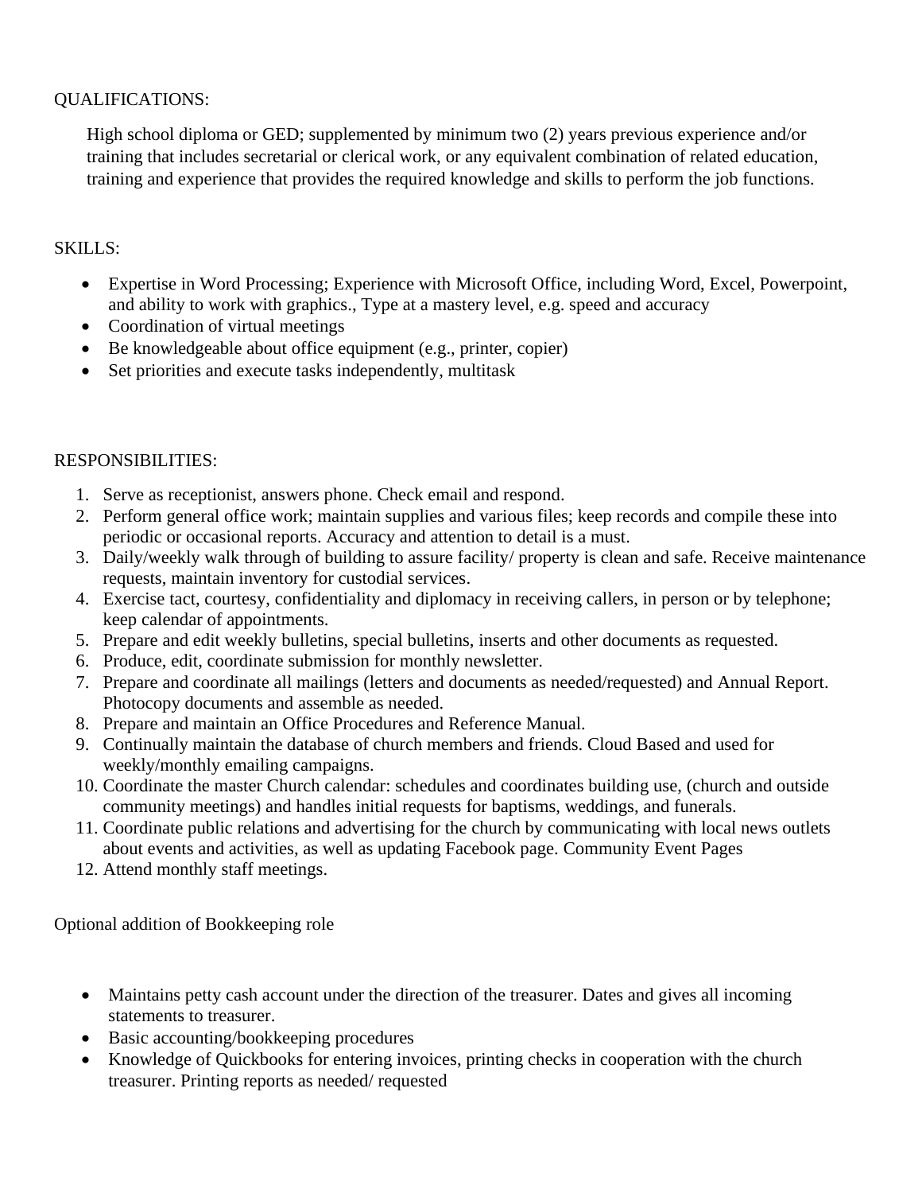QUALIFICATIONS:

High school diploma or GED; supplemented by minimum two (2) years previous experience and/or training that includes secretarial or clerical work, or any equivalent combination of related education, training and experience that provides the required knowledge and skills to perform the job functions.

SKILLS:

- Expertise in Word Processing; Experience with Microsoft Office, including Word, Excel, Powerpoint, and ability to work with graphics., Type at a mastery level, e.g. speed and accuracy
- Coordination of virtual meetings
- Be knowledgeable about office equipment (e.g., printer, copier)
- Set priorities and execute tasks independently, multitask

RESPONSIBILITIES:

1. Serve as receptionist, answers phone. Check email and respond.
2. Perform general office work; maintain supplies and various files; keep records and compile these into periodic or occasional reports. Accuracy and attention to detail is a must.
3. Daily/weekly walk through of building to assure facility/ property is clean and safe. Receive maintenance requests, maintain inventory for custodial services.
4. Exercise tact, courtesy, confidentiality and diplomacy in receiving callers, in person or by telephone; keep calendar of appointments.
5. Prepare and edit weekly bulletins, special bulletins, inserts and other documents as requested.
6. Produce, edit, coordinate submission for monthly newsletter.
7. Prepare and coordinate all mailings (letters and documents as needed/requested) and Annual Report. Photocopy documents and assemble as needed.
8. Prepare and maintain an Office Procedures and Reference Manual.
9. Continually maintain the database of church members and friends. Cloud Based and used for weekly/monthly emailing campaigns.
10. Coordinate the master Church calendar: schedules and coordinates building use, (church and outside community meetings) and handles initial requests for baptisms, weddings, and funerals.
11. Coordinate public relations and advertising for the church by communicating with local news outlets about events and activities, as well as updating Facebook page. Community Event Pages
12. Attend monthly staff meetings.

Optional addition of Bookkeeping role

- Maintains petty cash account under the direction of the treasurer. Dates and gives all incoming statements to treasurer.
- Basic accounting/bookkeeping procedures
- Knowledge of Quickbooks for entering invoices, printing checks in cooperation with the church treasurer. Printing reports as needed/ requested